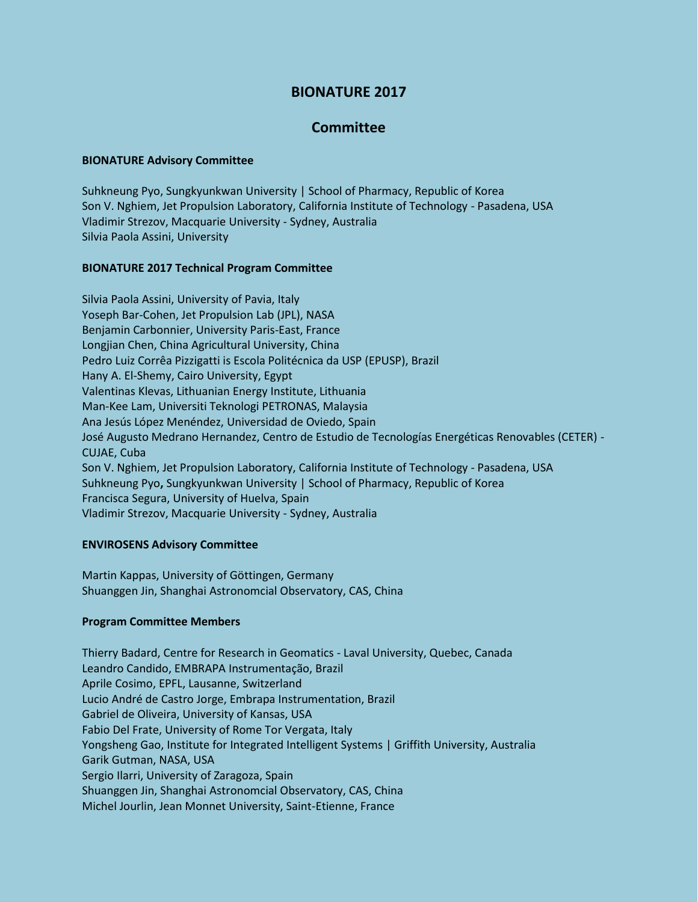# BIONATURE 2017

## Committee

**BIONATURE Advisory Committee**

Suhkneung Pyo, Sungkyunkwan University | School of Pharmacy, Republic of Korea
Son V. Nghiem, Jet Propulsion Laboratory, California Institute of Technology - Pasadena, USA
Vladimir Strezov, Macquarie University - Sydney, Australia
Silvia Paola Assini, University

**BIONATURE 2017 Technical Program Committee**

Silvia Paola Assini, University of Pavia, Italy
Yoseph Bar-Cohen, Jet Propulsion Lab (JPL), NASA
Benjamin Carbonnier, University Paris-East, France
Longjian Chen, China Agricultural University, China
Pedro Luiz Corrêa Pizzigatti is Escola Politécnica da USP (EPUSP), Brazil
Hany A. El-Shemy, Cairo University, Egypt
Valentinas Klevas, Lithuanian Energy Institute, Lithuania
Man-Kee Lam, Universiti Teknologi PETRONAS, Malaysia
Ana Jesús López Menéndez, Universidad de Oviedo, Spain
José Augusto Medrano Hernandez, Centro de Estudio de Tecnologías Energéticas Renovables (CETER) - CUJAE, Cuba
Son V. Nghiem, Jet Propulsion Laboratory, California Institute of Technology - Pasadena, USA
Suhkneung Pyo**,** Sungkyunkwan University | School of Pharmacy, Republic of Korea
Francisca Segura, University of Huelva, Spain
Vladimir Strezov, Macquarie University - Sydney, Australia

**ENVIROSENS Advisory Committee**

Martin Kappas, University of Göttingen, Germany
Shuanggen Jin, Shanghai Astronomcial Observatory, CAS, China

**Program Committee Members**

Thierry Badard, Centre for Research in Geomatics - Laval University, Quebec, Canada
Leandro Candido, EMBRAPA Instrumentação, Brazil
Aprile Cosimo, EPFL, Lausanne, Switzerland
Lucio André de Castro Jorge, Embrapa Instrumentation, Brazil
Gabriel de Oliveira, University of Kansas, USA
Fabio Del Frate, University of Rome Tor Vergata, Italy
Yongsheng Gao, Institute for Integrated Intelligent Systems | Griffith University, Australia
Garik Gutman, NASA, USA
Sergio Ilarri, University of Zaragoza, Spain
Shuanggen Jin, Shanghai Astronomcial Observatory, CAS, China
Michel Jourlin, Jean Monnet University, Saint-Etienne, France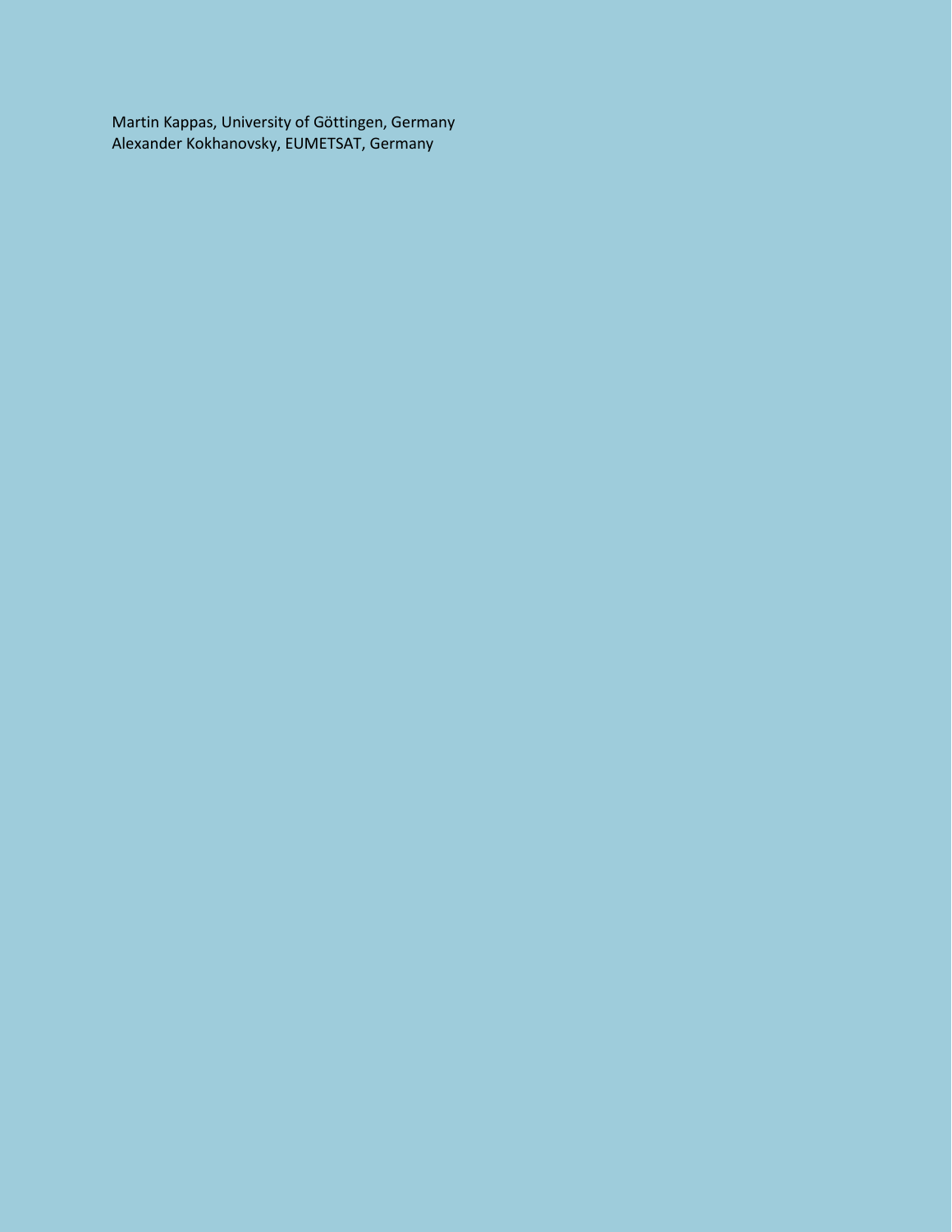Martin Kappas, University of Göttingen, Germany
Alexander Kokhanovsky, EUMETSAT, Germany